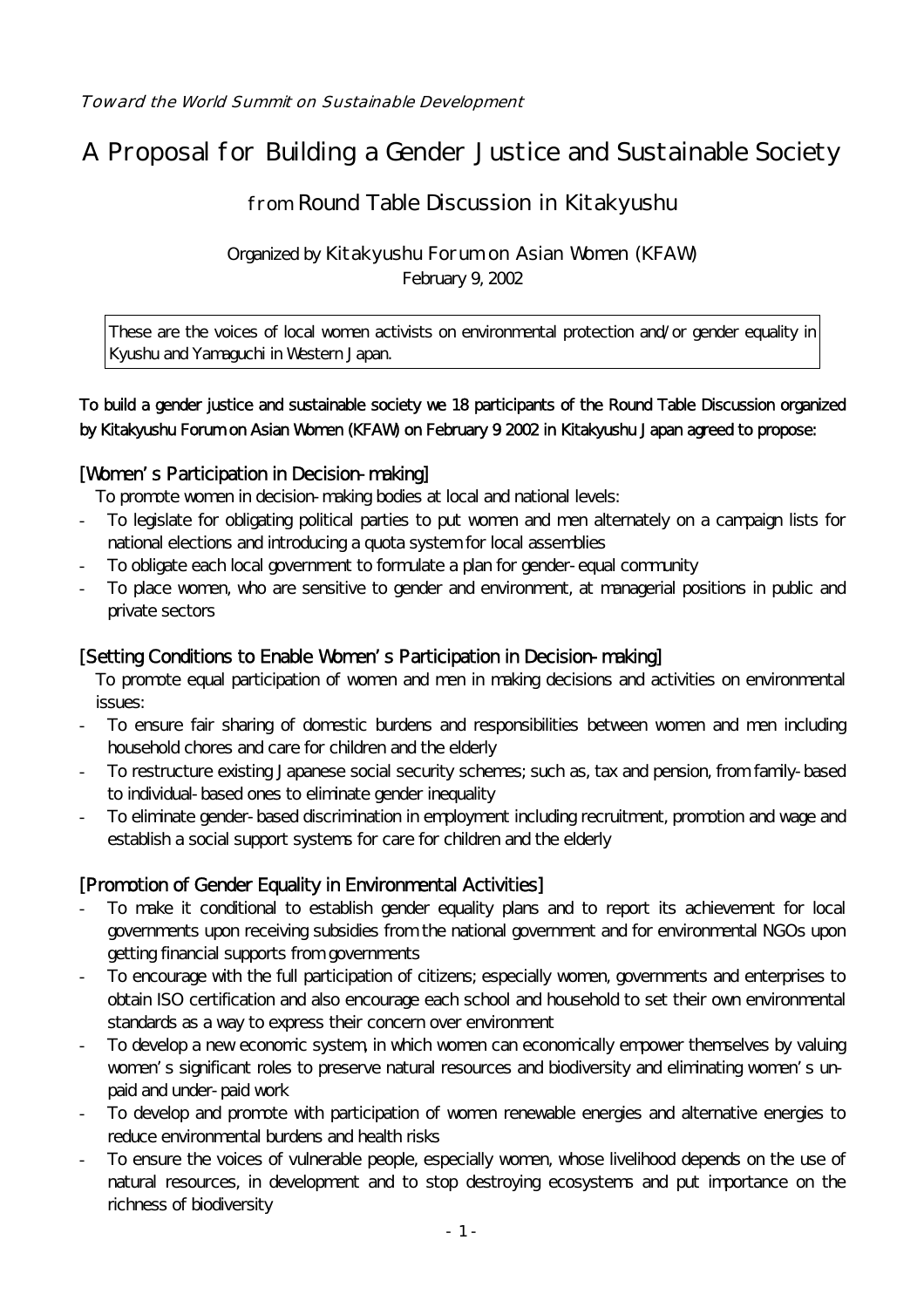*Toward the World Summit on Sustainable Development*

# A Proposal for Building a Gender Justice and Sustainable Society

## from Round Table Discussion in Kitakyushu

Organized by Kitakyushu Forum on Asian Women (KFAW)
February 9, 2002

> These are the voices of local women activists on environmental protection and/or gender equality in Kyushu and Yamaguchi in Western Japan.

**To build a gender justice and sustainable society we 18 participants of the Round Table Discussion organized by Kitakyushu Forum on Asian Women (KFAW) on February 9 2002 in Kitakyushu Japan agreed to propose:**

### [Women's Participation in Decision-making]

To promote women in decision-making bodies at local and national levels:

- To legislate for obligating political parties to put women and men alternately on a campaign lists for national elections and introducing a quota system for local assemblies
- To obligate each local government to formulate a plan for gender-equal community
- To place women, who are sensitive to gender and environment, at managerial positions in public and private sectors

### [Setting Conditions to Enable Women's Participation in Decision-making]

To promote equal participation of women and men in making decisions and activities on environmental issues:

- To ensure fair sharing of domestic burdens and responsibilities between women and men including household chores and care for children and the elderly
- To restructure existing Japanese social security schemes; such as, tax and pension, from family-based to individual-based ones to eliminate gender inequality
- To eliminate gender-based discrimination in employment including recruitment, promotion and wage and establish a social support systems for care for children and the elderly

### [Promotion of Gender Equality in Environmental Activities]

- To make it conditional to establish gender equality plans and to report its achievement for local governments upon receiving subsidies from the national government and for environmental NGOs upon getting financial supports from governments
- To encourage with the full participation of citizens; especially women, governments and enterprises to obtain ISO certification and also encourage each school and household to set their own environmental standards as a way to express their concern over environment
- To develop a new economic system, in which women can economically empower themselves by valuing women's significant roles to preserve natural resources and biodiversity and eliminating women's un-paid and under-paid work
- To develop and promote with participation of women renewable energies and alternative energies to reduce environmental burdens and health risks
- To ensure the voices of vulnerable people, especially women, whose livelihood depends on the use of natural resources, in development and to stop destroying ecosystems and put importance on the richness of biodiversity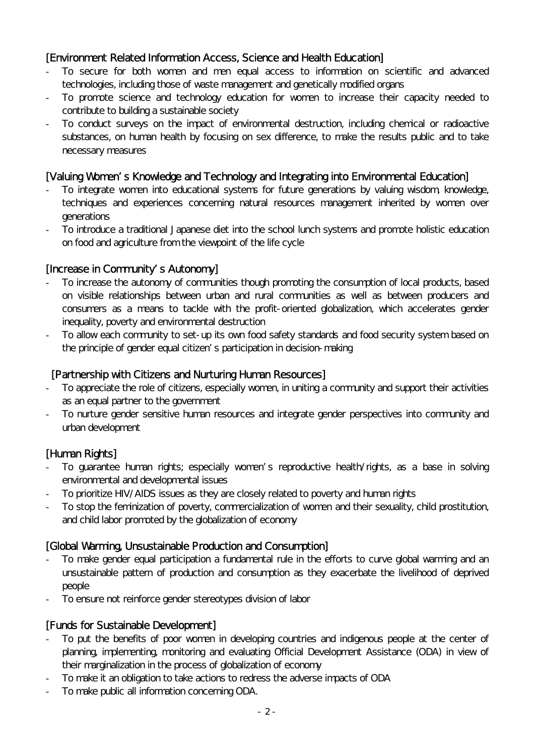### [Environment Related Information Access, Science and Health Education]

- To secure for both women and men equal access to information on scientific and advanced technologies, including those of waste management and genetically modified organs
- To promote science and technology education for women to increase their capacity needed to contribute to building a sustainable society
- To conduct surveys on the impact of environmental destruction, including chemical or radioactive substances, on human health by focusing on sex difference, to make the results public and to take necessary measures

### [Valuing Women's Knowledge and Technology and Integrating into Environmental Education]

- To integrate women into educational systems for future generations by valuing wisdom, knowledge, techniques and experiences concerning natural resources management inherited by women over generations
- To introduce a traditional Japanese diet into the school lunch systems and promote holistic education on food and agriculture from the viewpoint of the life cycle

### [Increase in Community's Autonomy]

- To increase the autonomy of communities though promoting the consumption of local products, based on visible relationships between urban and rural communities as well as between producers and consumers as a means to tackle with the profit-oriented globalization, which accelerates gender inequality, poverty and environmental destruction
- To allow each community to set-up its own food safety standards and food security system based on the principle of gender equal citizen's participation in decision-making

### [Partnership with Citizens and Nurturing Human Resources]

- To appreciate the role of citizens, especially women, in uniting a community and support their activities as an equal partner to the government
- To nurture gender sensitive human resources and integrate gender perspectives into community and urban development

### [Human Rights]

- To guarantee human rights; especially women's reproductive health/rights, as a base in solving environmental and developmental issues
- To prioritize HIV/AIDS issues as they are closely related to poverty and human rights
- To stop the feminization of poverty, commercialization of women and their sexuality, child prostitution, and child labor promoted by the globalization of economy

### [Global Warming, Unsustainable Production and Consumption]

- To make gender equal participation a fundamental rule in the efforts to curve global warming and an unsustainable pattern of production and consumption as they exacerbate the livelihood of deprived people
- To ensure not reinforce gender stereotypes division of labor

### [Funds for Sustainable Development]

- To put the benefits of poor women in developing countries and indigenous people at the center of planning, implementing, monitoring and evaluating Official Development Assistance (ODA) in view of their marginalization in the process of globalization of economy
- To make it an obligation to take actions to redress the adverse impacts of ODA
- To make public all information concerning ODA.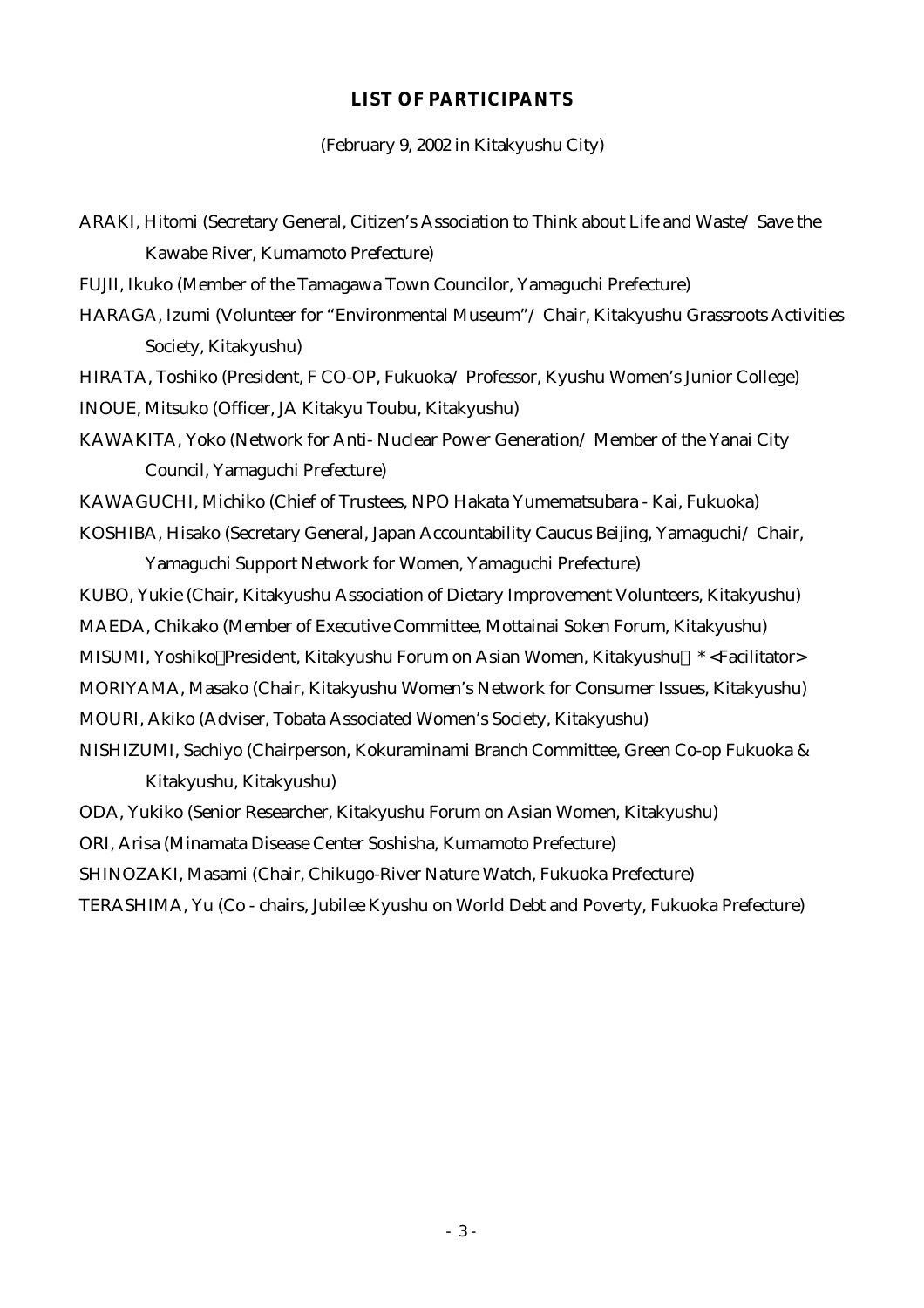**LIST OF PARTICIPANTS**

(February 9, 2002 in Kitakyushu City)

ARAKI, Hitomi (Secretary General, Citizen's Association to Think about Life and Waste/ Save the Kawabe River, Kumamoto Prefecture)

FUJII, Ikuko (Member of the Tamagawa Town Councilor, Yamaguchi Prefecture)

HARAGA, Izumi (Volunteer for "Environmental Museum"/ Chair, Kitakyushu Grassroots Activities Society, Kitakyushu)

HIRATA, Toshiko (President, F CO-OP, Fukuoka/ Professor, Kyushu Women's Junior College)

INOUE, Mitsuko (Officer, JA Kitakyu Toubu, Kitakyushu)

KAWAKITA, Yoko (Network for Anti- Nuclear Power Generation/ Member of the Yanai City Council, Yamaguchi Prefecture)

KAWAGUCHI, Michiko (Chief of Trustees, NPO Hakata Yumematsubara - Kai, Fukuoka)

KOSHIBA, Hisako (Secretary General, Japan Accountability Caucus Beijing, Yamaguchi/ Chair, Yamaguchi Support Network for Women, Yamaguchi Prefecture)

KUBO, Yukie (Chair, Kitakyushu Association of Dietary Improvement Volunteers, Kitakyushu)

MAEDA, Chikako (Member of Executive Committee, Mottainai Soken Forum, Kitakyushu)

MISUMI, Yoshiko（President, Kitakyushu Forum on Asian Women, Kitakyushu） *<Facilitator>

MORIYAMA, Masako (Chair, Kitakyushu Women's Network for Consumer Issues, Kitakyushu)

MOURI, Akiko (Adviser, Tobata Associated Women's Society, Kitakyushu)

NISHIZUMI, Sachiyo (Chairperson, Kokuraminami Branch Committee, Green Co-op Fukuoka & Kitakyushu, Kitakyushu)

ODA, Yukiko (Senior Researcher, Kitakyushu Forum on Asian Women, Kitakyushu)

ORI, Arisa (Minamata Disease Center Soshisha, Kumamoto Prefecture)

SHINOZAKI, Masami (Chair, Chikugo-River Nature Watch, Fukuoka Prefecture)

TERASHIMA, Yu (Co - chairs, Jubilee Kyushu on World Debt and Poverty, Fukuoka Prefecture)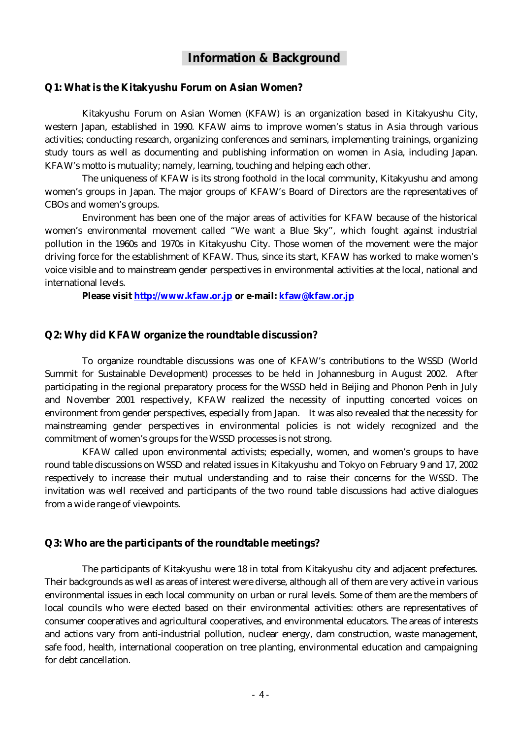## Information & Background

### Q1: What is the Kitakyushu Forum on Asian Women?

Kitakyushu Forum on Asian Women (KFAW) is an organization based in Kitakyushu City, western Japan, established in 1990. KFAW aims to improve women's status in Asia through various activities; conducting research, organizing conferences and seminars, implementing trainings, organizing study tours as well as documenting and publishing information on women in Asia, including Japan. KFAW's motto is mutuality; namely, learning, touching and helping each other.

The uniqueness of KFAW is its strong foothold in the local community, Kitakyushu and among women's groups in Japan. The major groups of KFAW's Board of Directors are the representatives of CBOs and women's groups.

Environment has been one of the major areas of activities for KFAW because of the historical women's environmental movement called "We want a Blue Sky", which fought against industrial pollution in the 1960s and 1970s in Kitakyushu City. Those women of the movement were the major driving force for the establishment of KFAW. Thus, since its start, KFAW has worked to make women's voice visible and to mainstream gender perspectives in environmental activities at the local, national and international levels.

**Please visit http://www.kfaw.or.jp or e-mail: kfaw@kfaw.or.jp**

### Q2: Why did KFAW organize the roundtable discussion?

To organize roundtable discussions was one of KFAW's contributions to the WSSD (World Summit for Sustainable Development) processes to be held in Johannesburg in August 2002. After participating in the regional preparatory process for the WSSD held in Beijing and Phonon Penh in July and November 2001 respectively, KFAW realized the necessity of inputting concerted voices on environment from gender perspectives, especially from Japan. It was also revealed that the necessity for mainstreaming gender perspectives in environmental policies is not widely recognized and the commitment of women's groups for the WSSD processes is not strong.

KFAW called upon environmental activists; especially, women, and women's groups to have round table discussions on WSSD and related issues in Kitakyushu and Tokyo on February 9 and 17, 2002 respectively to increase their mutual understanding and to raise their concerns for the WSSD. The invitation was well received and participants of the two round table discussions had active dialogues from a wide range of viewpoints.

### Q3: Who are the participants of the roundtable meetings?

The participants of Kitakyushu were 18 in total from Kitakyushu city and adjacent prefectures. Their backgrounds as well as areas of interest were diverse, although all of them are very active in various environmental issues in each local community on urban or rural levels. Some of them are the members of local councils who were elected based on their environmental activities: others are representatives of consumer cooperatives and agricultural cooperatives, and environmental educators. The areas of interests and actions vary from anti-industrial pollution, nuclear energy, dam construction, waste management, safe food, health, international cooperation on tree planting, environmental education and campaigning for debt cancellation.